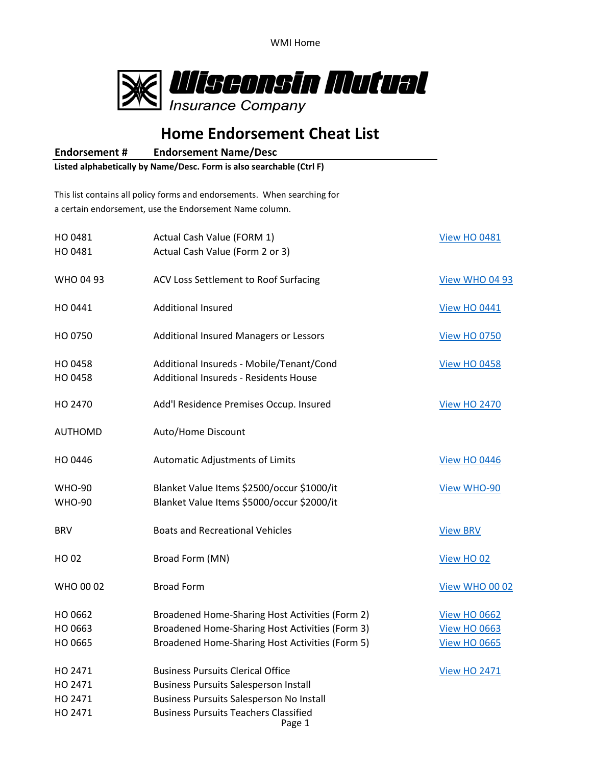WMI Home

**Wisconsin Mutual Insurance Company**

# Home Endorsement Cheat List

**Listed alphabetically by Name/Desc. Form is also searchable (Ctrl F)**

This list contains all policy forms and endorsements. When searching for a certain endorsement, use the Endorsement Name column.

| Endorsement # | Endorsement Name/Desc | |
|---|---|---|
| HO 0481 | Actual Cash Value (FORM 1) | View HO 0481 |
| HO 0481 | Actual Cash Value (Form 2 or 3) | |
| WHO 04 93 | ACV Loss Settlement to Roof Surfacing | View WHO 04 93 |
| HO 0441 | Additional Insured | View HO 0441 |
| HO 0750 | Additional Insured Managers or Lessors | View HO 0750 |
| HO 0458 | Additional Insureds - Mobile/Tenant/Cond | View HO 0458 |
| HO 0458 | Additional Insureds - Residents House | |
| HO 2470 | Add'l Residence Premises Occup. Insured | View HO 2470 |
| AUTHOMD | Auto/Home Discount | |
| HO 0446 | Automatic Adjustments of Limits | View HO 0446 |
| WHO-90 | Blanket Value Items $2500/occur $1000/it | View WHO-90 |
| WHO-90 | Blanket Value Items $5000/occur $2000/it | |
| BRV | Boats and Recreational Vehicles | View BRV |
| HO 02 | Broad Form (MN) | View HO 02 |
| WHO 00 02 | Broad Form | View WHO 00 02 |
| HO 0662 | Broadened Home-Sharing Host Activities (Form 2) | View HO 0662 |
| HO 0663 | Broadened Home-Sharing Host Activities (Form 3) | View HO 0663 |
| HO 0665 | Broadened Home-Sharing Host Activities (Form 5) | View HO 0665 |
| HO 2471 | Business Pursuits Clerical Office | View HO 2471 |
| HO 2471 | Business Pursuits Salesperson Install | |
| HO 2471 | Business Pursuits Salesperson No Install | |
| HO 2471 | Business Pursuits Teachers Classified | |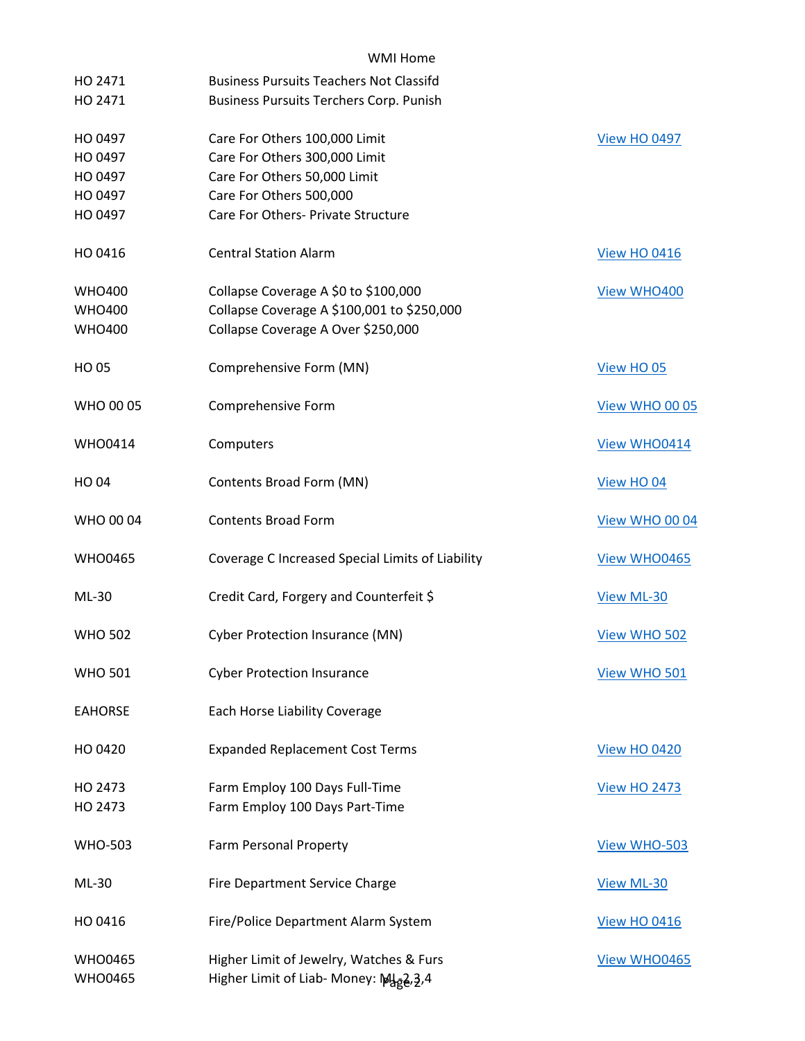| | | |
|---|---|---|
| HO 2471 | Business Pursuits Teachers Not Classifd | |
| HO 2471 | Business Pursuits Terchers Corp. Punish | |
| HO 0497 | Care For Others 100,000 Limit | View HO 0497 |
| HO 0497 | Care For Others 300,000 Limit | |
| HO 0497 | Care For Others 50,000 Limit | |
| HO 0497 | Care For Others 500,000 | |
| HO 0497 | Care For Others- Private Structure | |
| HO 0416 | Central Station Alarm | View HO 0416 |
| WHO400 | Collapse Coverage A $0 to $100,000 | View WHO400 |
| WHO400 | Collapse Coverage A $100,001 to $250,000 | |
| WHO400 | Collapse Coverage A Over $250,000 | |
| HO 05 | Comprehensive Form (MN) | View HO 05 |
| WHO 00 05 | Comprehensive Form | View WHO 00 05 |
| WHO0414 | Computers | View WHO0414 |
| HO 04 | Contents Broad Form (MN) | View HO 04 |
| WHO 00 04 | Contents Broad Form | View WHO 00 04 |
| WHO0465 | Coverage C Increased Special Limits of Liability | View WHO0465 |
| ML-30 | Credit Card, Forgery and Counterfeit $ | View ML-30 |
| WHO 502 | Cyber Protection Insurance (MN) | View WHO 502 |
| WHO 501 | Cyber Protection Insurance | View WHO 501 |
| EAHORSE | Each Horse Liability Coverage | |
| HO 0420 | Expanded Replacement Cost Terms | View HO 0420 |
| HO 2473 | Farm Employ 100 Days Full-Time | View HO 2473 |
| HO 2473 | Farm Employ 100 Days Part-Time | |
| WHO-503 | Farm Personal Property | View WHO-503 |
| ML-30 | Fire Department Service Charge | View ML-30 |
| HO 0416 | Fire/Police Department Alarm System | View HO 0416 |
| WHO0465 | Higher Limit of Jewelry, Watches & Furs | View WHO0465 |
| WHO0465 | Higher Limit of Liab- Money: ML-2,3,4 | |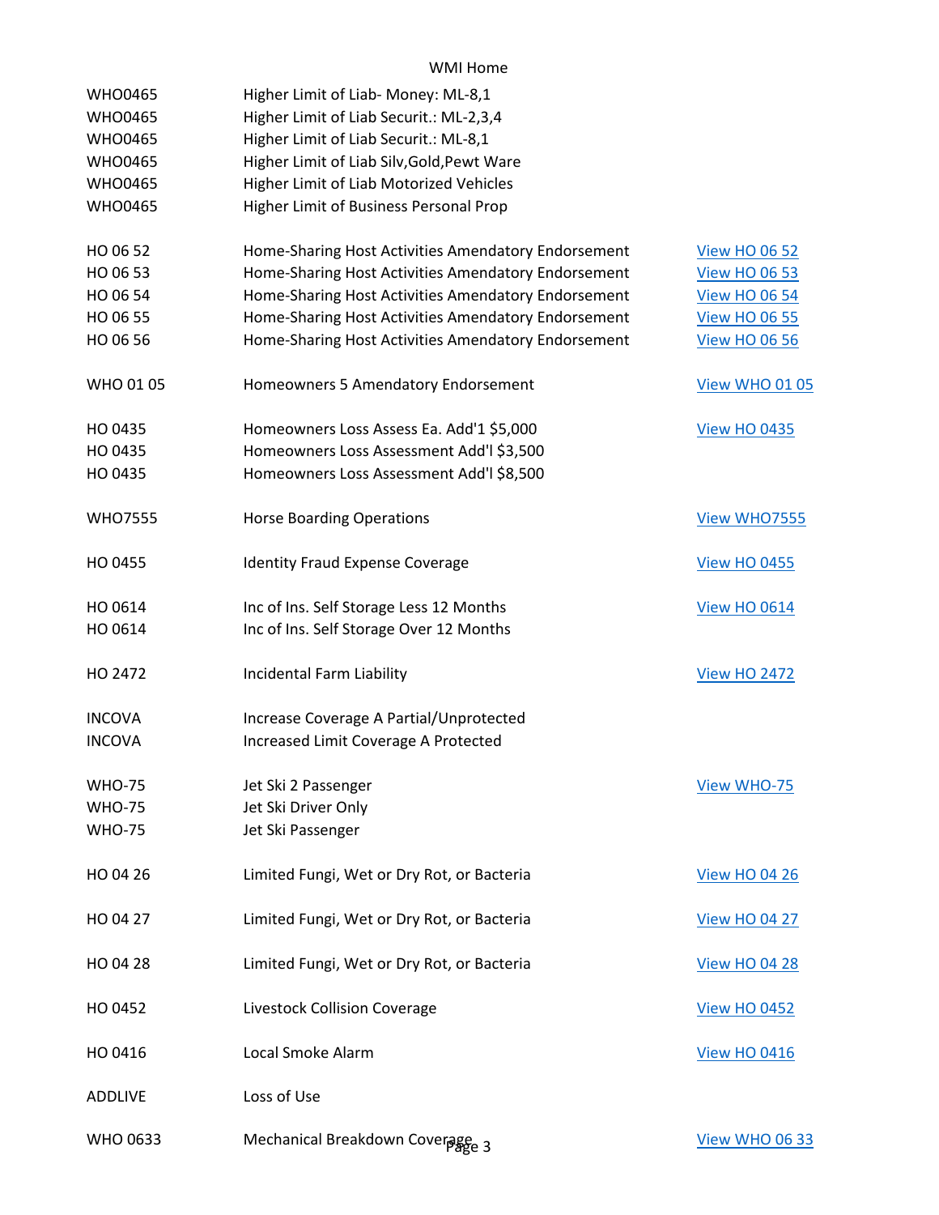| | | |
|---|---|---|
| WHO0465 | Higher Limit of Liab- Money: ML-8,1 | |
| WHO0465 | Higher Limit of Liab Securit.: ML-2,3,4 | |
| WHO0465 | Higher Limit of Liab Securit.: ML-8,1 | |
| WHO0465 | Higher Limit of Liab Silv,Gold,Pewt Ware | |
| WHO0465 | Higher Limit of Liab Motorized Vehicles | |
| WHO0465 | Higher Limit of Business Personal Prop | |
| HO 06 52 | Home-Sharing Host Activities Amendatory Endorsement | View HO 06 52 |
| HO 06 53 | Home-Sharing Host Activities Amendatory Endorsement | View HO 06 53 |
| HO 06 54 | Home-Sharing Host Activities Amendatory Endorsement | View HO 06 54 |
| HO 06 55 | Home-Sharing Host Activities Amendatory Endorsement | View HO 06 55 |
| HO 06 56 | Home-Sharing Host Activities Amendatory Endorsement | View HO 06 56 |
| WHO 01 05 | Homeowners 5 Amendatory Endorsement | View WHO 01 05 |
| HO 0435 | Homeowners Loss Assess Ea. Add'1 $5,000 | View HO 0435 |
| HO 0435 | Homeowners Loss Assessment Add'l $3,500 | |
| HO 0435 | Homeowners Loss Assessment Add'l $8,500 | |
| WHO7555 | Horse Boarding Operations | View WHO7555 |
| HO 0455 | Identity Fraud Expense Coverage | View HO 0455 |
| HO 0614 | Inc of Ins. Self Storage Less 12 Months | View HO 0614 |
| HO 0614 | Inc of Ins. Self Storage Over 12 Months | |
| HO 2472 | Incidental Farm Liability | View HO 2472 |
| INCOVA | Increase Coverage A Partial/Unprotected | |
| INCOVA | Increased Limit Coverage A Protected | |
| WHO-75 | Jet Ski 2 Passenger | View WHO-75 |
| WHO-75 | Jet Ski Driver Only | |
| WHO-75 | Jet Ski Passenger | |
| HO 04 26 | Limited Fungi, Wet or Dry Rot, or Bacteria | View HO 04 26 |
| HO 04 27 | Limited Fungi, Wet or Dry Rot, or Bacteria | View HO 04 27 |
| HO 04 28 | Limited Fungi, Wet or Dry Rot, or Bacteria | View HO 04 28 |
| HO 0452 | Livestock Collision Coverage | View HO 0452 |
| HO 0416 | Local Smoke Alarm | View HO 0416 |
| ADDLIVE | Loss of Use | |
| WHO 0633 | Mechanical Breakdown Coverage | View WHO 06 33 |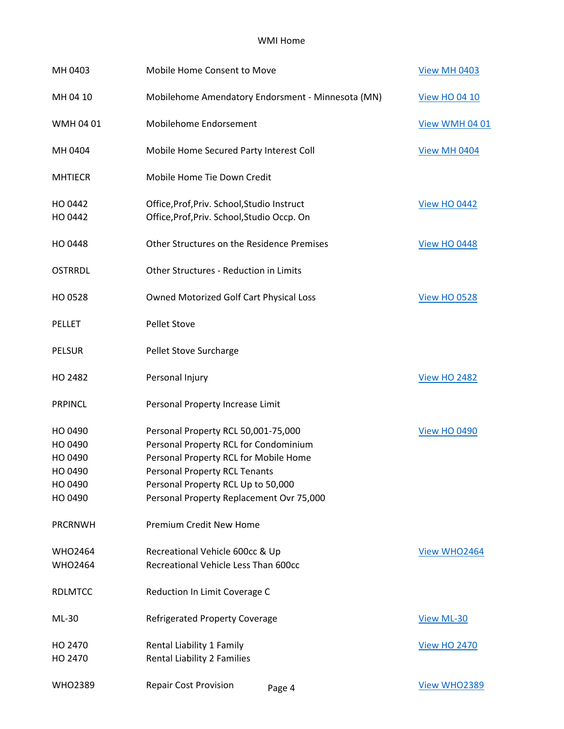| | | |
|---|---|---|
| MH 0403 | Mobile Home Consent to Move | View MH 0403 |
| MH 04 10 | Mobilehome Amendatory Endorsment - Minnesota (MN) | View HO 04 10 |
| WMH 04 01 | Mobilehome Endorsement | View WMH 04 01 |
| MH 0404 | Mobile Home Secured Party Interest Coll | View MH 0404 |
| MHTIECR | Mobile Home Tie Down Credit | |
| HO 0442 | Office,Prof,Priv. School,Studio Instruct | View HO 0442 |
| HO 0442 | Office,Prof,Priv. School,Studio Occp. On | |
| HO 0448 | Other Structures on the Residence Premises | View HO 0448 |
| OSTRRDL | Other Structures - Reduction in Limits | |
| HO 0528 | Owned Motorized Golf Cart Physical Loss | View HO 0528 |
| PELLET | Pellet Stove | |
| PELSUR | Pellet Stove Surcharge | |
| HO 2482 | Personal Injury | View HO 2482 |
| PRPINCL | Personal Property Increase Limit | |
| HO 0490 | Personal Property RCL 50,001-75,000 | View HO 0490 |
| HO 0490 | Personal Property RCL for Condominium | |
| HO 0490 | Personal Property RCL for Mobile Home | |
| HO 0490 | Personal Property RCL Tenants | |
| HO 0490 | Personal Property RCL Up to 50,000 | |
| HO 0490 | Personal Property Replacement Ovr 75,000 | |
| PRCRNWH | Premium Credit New Home | |
| WHO2464 | Recreational Vehicle 600cc & Up | View WHO2464 |
| WHO2464 | Recreational Vehicle Less Than 600cc | |
| RDLMTCC | Reduction In Limit Coverage C | |
| ML-30 | Refrigerated Property Coverage | View ML-30 |
| HO 2470 | Rental Liability 1 Family | View HO 2470 |
| HO 2470 | Rental Liability 2 Families | |
| WHO2389 | Repair Cost Provision | View WHO2389 |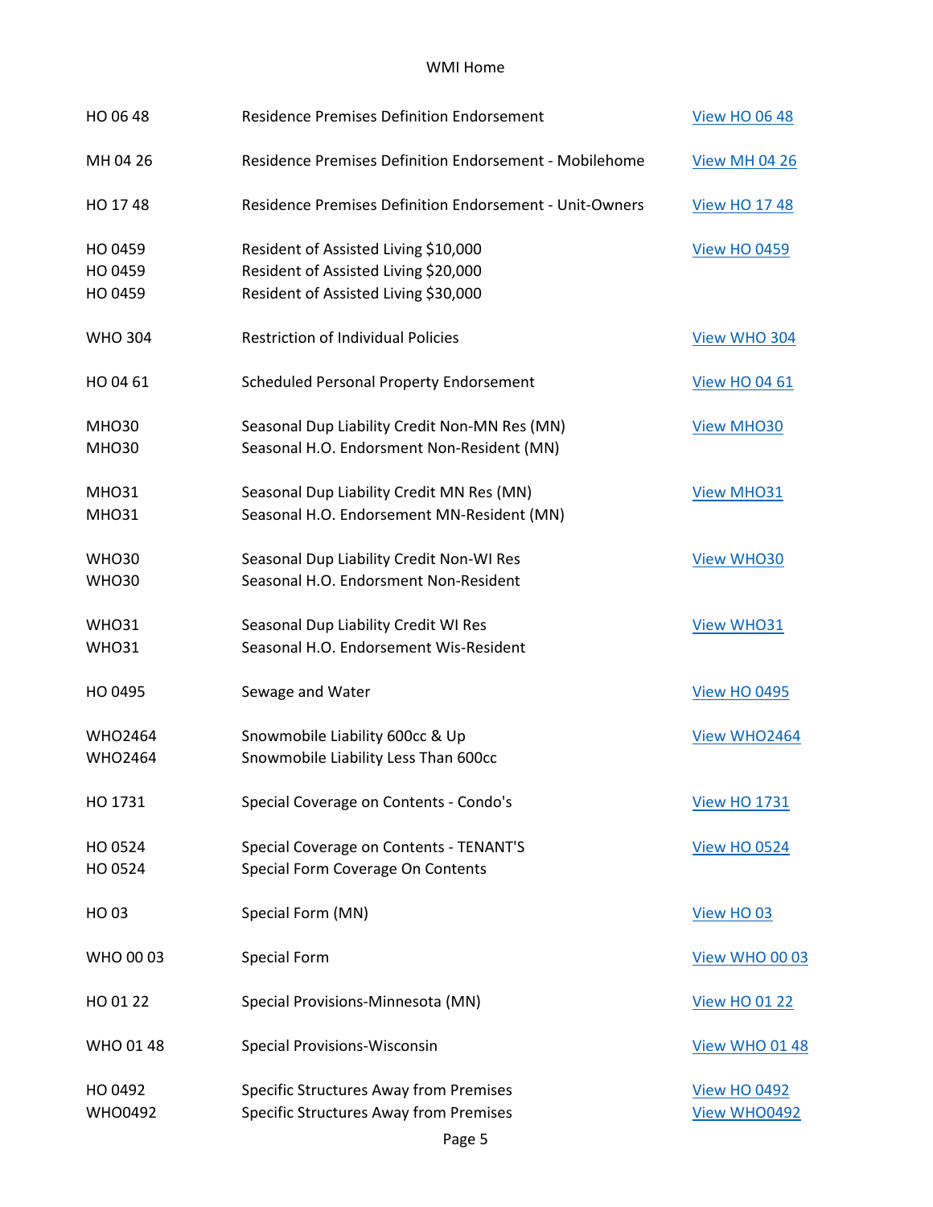| | | |
|---|---|---|
| HO 06 48 | Residence Premises Definition Endorsement | View HO 06 48 |
| MH 04 26 | Residence Premises Definition Endorsement - Mobilehome | View MH 04 26 |
| HO 17 48 | Residence Premises Definition Endorsement - Unit-Owners | View HO 17 48 |
| HO 0459 | Resident of Assisted Living $10,000 | View HO 0459 |
| HO 0459 | Resident of Assisted Living $20,000 | |
| HO 0459 | Resident of Assisted Living $30,000 | |
| WHO 304 | Restriction of Individual Policies | View WHO 304 |
| HO 04 61 | Scheduled Personal Property Endorsement | View HO 04 61 |
| MHO30 | Seasonal Dup Liability Credit Non-MN Res (MN) | View MHO30 |
| MHO30 | Seasonal H.O. Endorsment Non-Resident (MN) | |
| MHO31 | Seasonal Dup Liability Credit MN Res (MN) | View MHO31 |
| MHO31 | Seasonal H.O. Endorsement MN-Resident (MN) | |
| WHO30 | Seasonal Dup Liability Credit Non-WI Res | View WHO30 |
| WHO30 | Seasonal H.O. Endorsment Non-Resident | |
| WHO31 | Seasonal Dup Liability Credit WI Res | View WHO31 |
| WHO31 | Seasonal H.O. Endorsement Wis-Resident | |
| HO 0495 | Sewage and Water | View HO 0495 |
| WHO2464 | Snowmobile Liability 600cc & Up | View WHO2464 |
| WHO2464 | Snowmobile Liability Less Than 600cc | |
| HO 1731 | Special Coverage on Contents - Condo's | View HO 1731 |
| HO 0524 | Special Coverage on Contents - TENANT'S | View HO 0524 |
| HO 0524 | Special Form Coverage On Contents | |
| HO 03 | Special Form (MN) | View HO 03 |
| WHO 00 03 | Special Form | View WHO 00 03 |
| HO 01 22 | Special Provisions-Minnesota (MN) | View HO 01 22 |
| WHO 01 48 | Special Provisions-Wisconsin | View WHO 01 48 |
| HO 0492 | Specific Structures Away from Premises | View HO 0492 |
| WHO0492 | Specific Structures Away from Premises | View WHO0492 |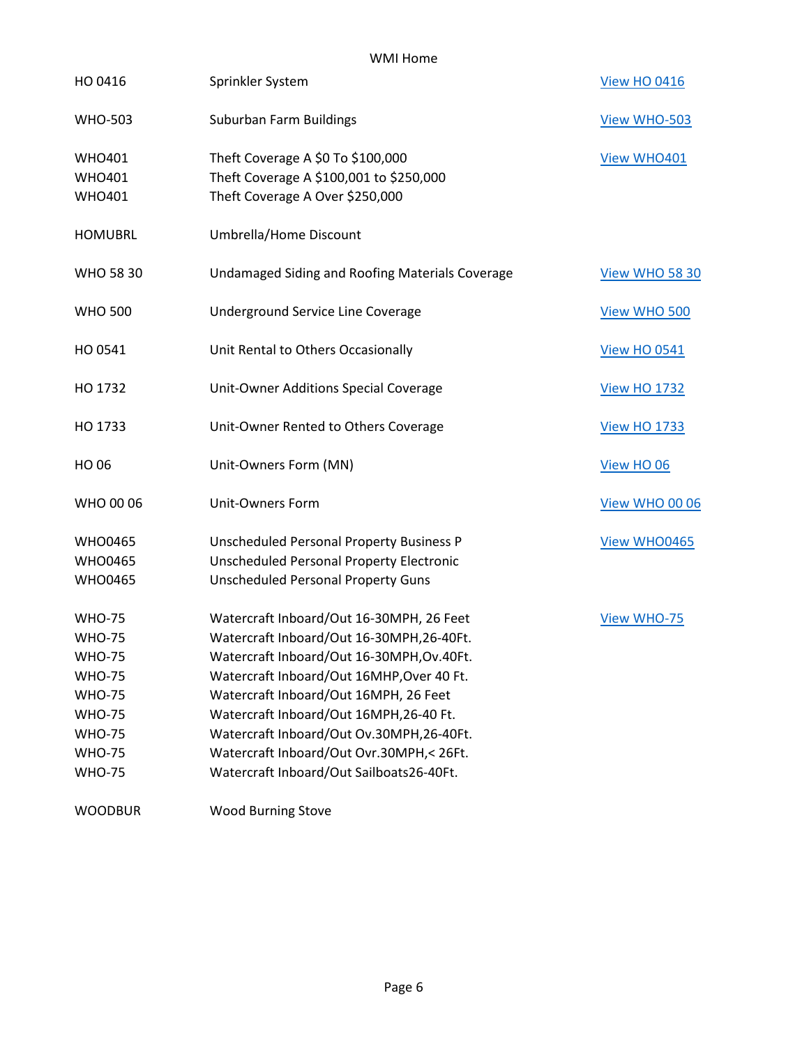| | | |
|---|---|---|
| HO 0416 | Sprinkler System | View HO 0416 |
| WHO-503 | Suburban Farm Buildings | View WHO-503 |
| WHO401 | Theft Coverage A $0 To $100,000 | View WHO401 |
| WHO401 | Theft Coverage A $100,001 to $250,000 | |
| WHO401 | Theft Coverage A Over $250,000 | |
| HOMUBRL | Umbrella/Home Discount | |
| WHO 58 30 | Undamaged Siding and Roofing Materials Coverage | View WHO 58 30 |
| WHO 500 | Underground Service Line Coverage | View WHO 500 |
| HO 0541 | Unit Rental to Others Occasionally | View HO 0541 |
| HO 1732 | Unit-Owner Additions Special Coverage | View HO 1732 |
| HO 1733 | Unit-Owner Rented to Others Coverage | View HO 1733 |
| HO 06 | Unit-Owners Form (MN) | View HO 06 |
| WHO 00 06 | Unit-Owners Form | View WHO 00 06 |
| WHO0465 | Unscheduled Personal Property Business P | View WHO0465 |
| WHO0465 | Unscheduled Personal Property Electronic | |
| WHO0465 | Unscheduled Personal Property Guns | |
| WHO-75 | Watercraft Inboard/Out 16-30MPH, 26 Feet | View WHO-75 |
| WHO-75 | Watercraft Inboard/Out 16-30MPH,26-40Ft. | |
| WHO-75 | Watercraft Inboard/Out 16-30MPH,Ov.40Ft. | |
| WHO-75 | Watercraft Inboard/Out 16MHP,Over 40 Ft. | |
| WHO-75 | Watercraft Inboard/Out 16MPH, 26 Feet | |
| WHO-75 | Watercraft Inboard/Out 16MPH,26-40 Ft. | |
| WHO-75 | Watercraft Inboard/Out Ov.30MPH,26-40Ft. | |
| WHO-75 | Watercraft Inboard/Out Ovr.30MPH,< 26Ft. | |
| WHO-75 | Watercraft Inboard/Out Sailboats26-40Ft. | |
| WOODBUR | Wood Burning Stove | |